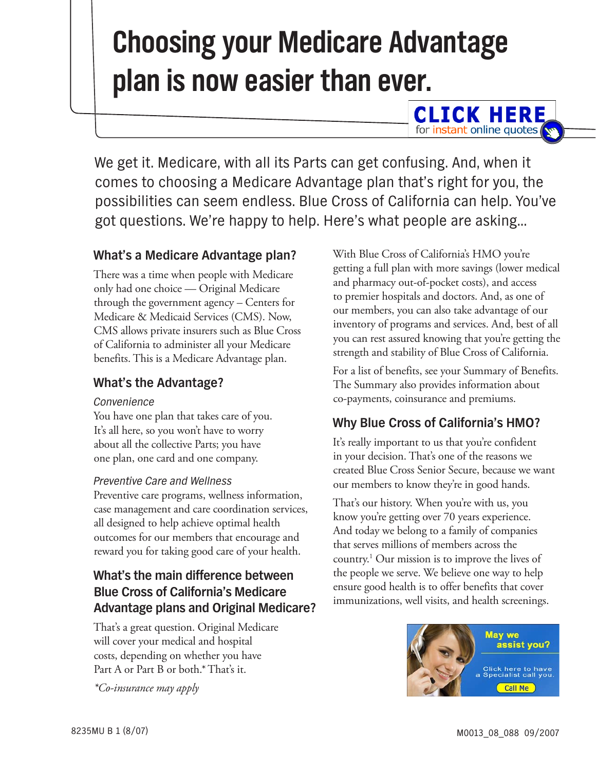# Choosing your Medicare Advantage plan is now easier than ever.

**CLICK HERE** for instant online quotes

We get it. Medicare, with all its Parts can get confusing. And, when it comes to choosing a Medicare Advantage plan that's right for you, the possibilities can seem endless. Blue Cross of California can help. You've got questions. We're happy to help. Here's what people are asking...

### What's a Medicare Advantage plan?

There was a time when people with Medicare only had one choice — Original Medicare through the government agency – Centers for Medicare & Medicaid Services (CMS). Now, CMS allows private insurers such as Blue Cross of California to administer all your Medicare benefits. This is a Medicare Advantage plan.

### What's the Advantage?

*Convenience*

You have one plan that takes care of you. It's all here, so you won't have to worry about all the collective Parts; you have one plan, one card and one company.

*Preventive Care and Wellness*

Preventive care programs, wellness information, case management and care coordination services, all designed to help achieve optimal health outcomes for our members that encourage and reward you for taking good care of your health.

### What's the main difference between Blue Cross of California's Medicare Advantage plans and Original Medicare?

That's a great question. Original Medicare will cover your medical and hospital costs, depending on whether you have Part A or Part B or both.* That's it.

*\*Co-insurance may apply*

With Blue Cross of California's HMO you're getting a full plan with more savings (lower medical and pharmacy out-of-pocket costs), and access to premier hospitals and doctors. And, as one of our members, you can also take advantage of our inventory of programs and services. And, best of all you can rest assured knowing that you're getting the strength and stability of Blue Cross of California.

For a list of benefits, see your Summary of Benefits. The Summary also provides information about co-payments, coinsurance and premiums.

### Why Blue Cross of California's HMO?

It's really important to us that you're confident in your decision. That's one of the reasons we created Blue Cross Senior Secure, because we want our members to know they're in good hands.

That's our history. When you're with us, you know you're getting over 70 years experience. And today we belong to a family of companies that serves millions of members across the country.[1] Our mission is to improve the lives of the people we serve. We believe one way to help ensure good health is to offer benefits that cover immunizations, well visits, and health screenings.

**May we assist you?**

Click here to have a Specialist call you.

Call Me

8235MU B 1 (8/07)

M0013_08_088 09/2007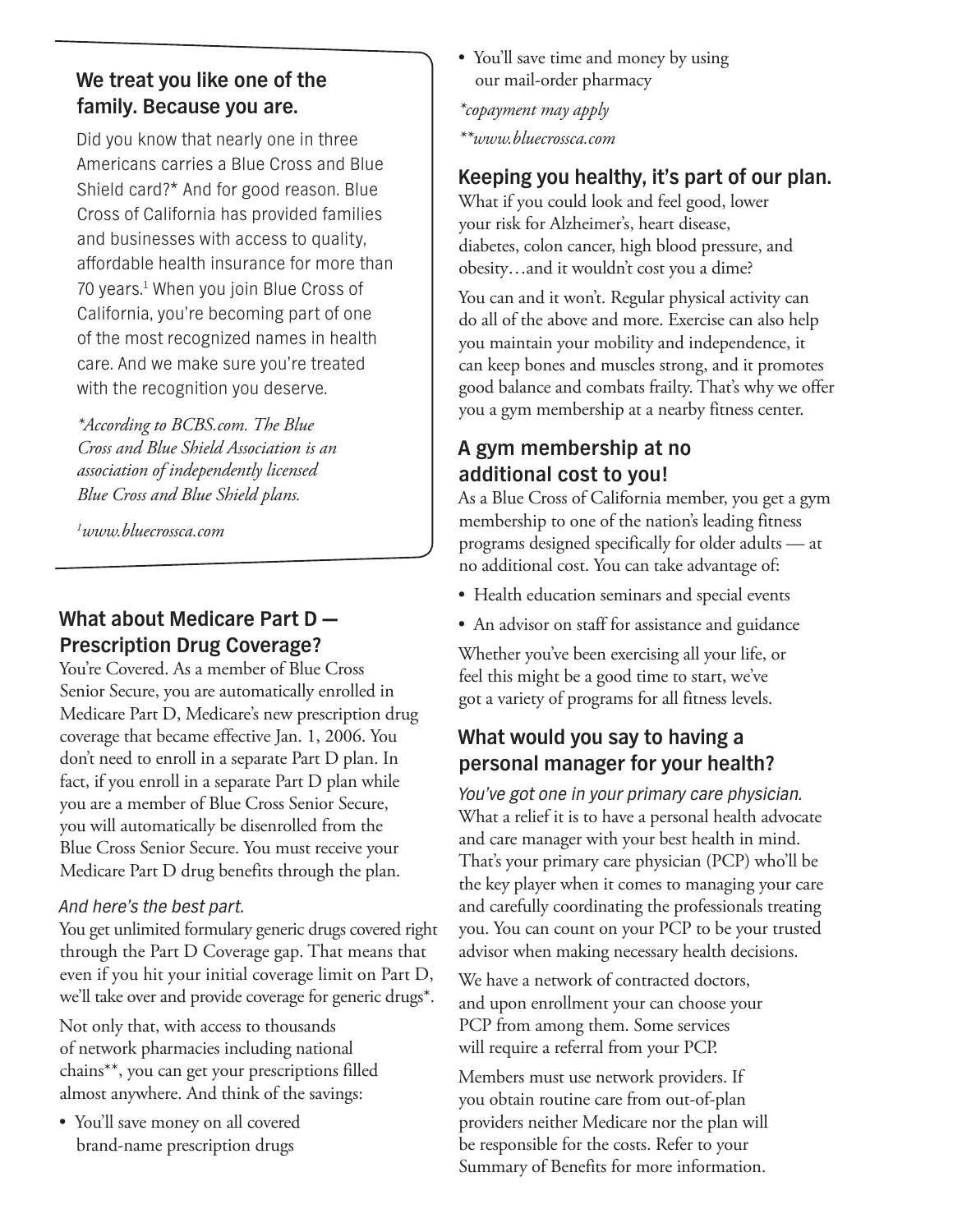## We treat you like one of the family. Because you are.

Did you know that nearly one in three Americans carries a Blue Cross and Blue Shield card?* And for good reason. Blue Cross of California has provided families and businesses with access to quality, affordable health insurance for more than 70 years.[1] When you join Blue Cross of California, you're becoming part of one of the most recognized names in health care. And we make sure you're treated with the recognition you deserve.

*\*According to BCBS.com. The Blue Cross and Blue Shield Association is an association of independently licensed Blue Cross and Blue Shield plans.*

*[1]www.bluecrossca.com*

## What about Medicare Part D — Prescription Drug Coverage?

You're Covered. As a member of Blue Cross Senior Secure, you are automatically enrolled in Medicare Part D, Medicare's new prescription drug coverage that became effective Jan. 1, 2006. You don't need to enroll in a separate Part D plan. In fact, if you enroll in a separate Part D plan while you are a member of Blue Cross Senior Secure, you will automatically be disenrolled from the Blue Cross Senior Secure. You must receive your Medicare Part D drug benefits through the plan.

*And here's the best part.*

You get unlimited formulary generic drugs covered right through the Part D Coverage gap. That means that even if you hit your initial coverage limit on Part D, we'll take over and provide coverage for generic drugs*.

Not only that, with access to thousands of network pharmacies including national chains**, you can get your prescriptions filled almost anywhere. And think of the savings:

- You'll save money on all covered brand-name prescription drugs
- You'll save time and money by using our mail-order pharmacy

*\*copayment may apply*

*\*\*www.bluecrossca.com*

## Keeping you healthy, it's part of our plan.

What if you could look and feel good, lower your risk for Alzheimer's, heart disease, diabetes, colon cancer, high blood pressure, and obesity…and it wouldn't cost you a dime?

You can and it won't. Regular physical activity can do all of the above and more. Exercise can also help you maintain your mobility and independence, it can keep bones and muscles strong, and it promotes good balance and combats frailty. That's why we offer you a gym membership at a nearby fitness center.

## A gym membership at no additional cost to you!

As a Blue Cross of California member, you get a gym membership to one of the nation's leading fitness programs designed specifically for older adults — at no additional cost. You can take advantage of:

- Health education seminars and special events
- An advisor on staff for assistance and guidance

Whether you've been exercising all your life, or feel this might be a good time to start, we've got a variety of programs for all fitness levels.

## What would you say to having a personal manager for your health?

*You've got one in your primary care physician.* What a relief it is to have a personal health advocate and care manager with your best health in mind. That's your primary care physician (PCP) who'll be the key player when it comes to managing your care and carefully coordinating the professionals treating you. You can count on your PCP to be your trusted advisor when making necessary health decisions.

We have a network of contracted doctors, and upon enrollment your can choose your PCP from among them. Some services will require a referral from your PCP.

Members must use network providers. If you obtain routine care from out-of-plan providers neither Medicare nor the plan will be responsible for the costs. Refer to your Summary of Benefits for more information.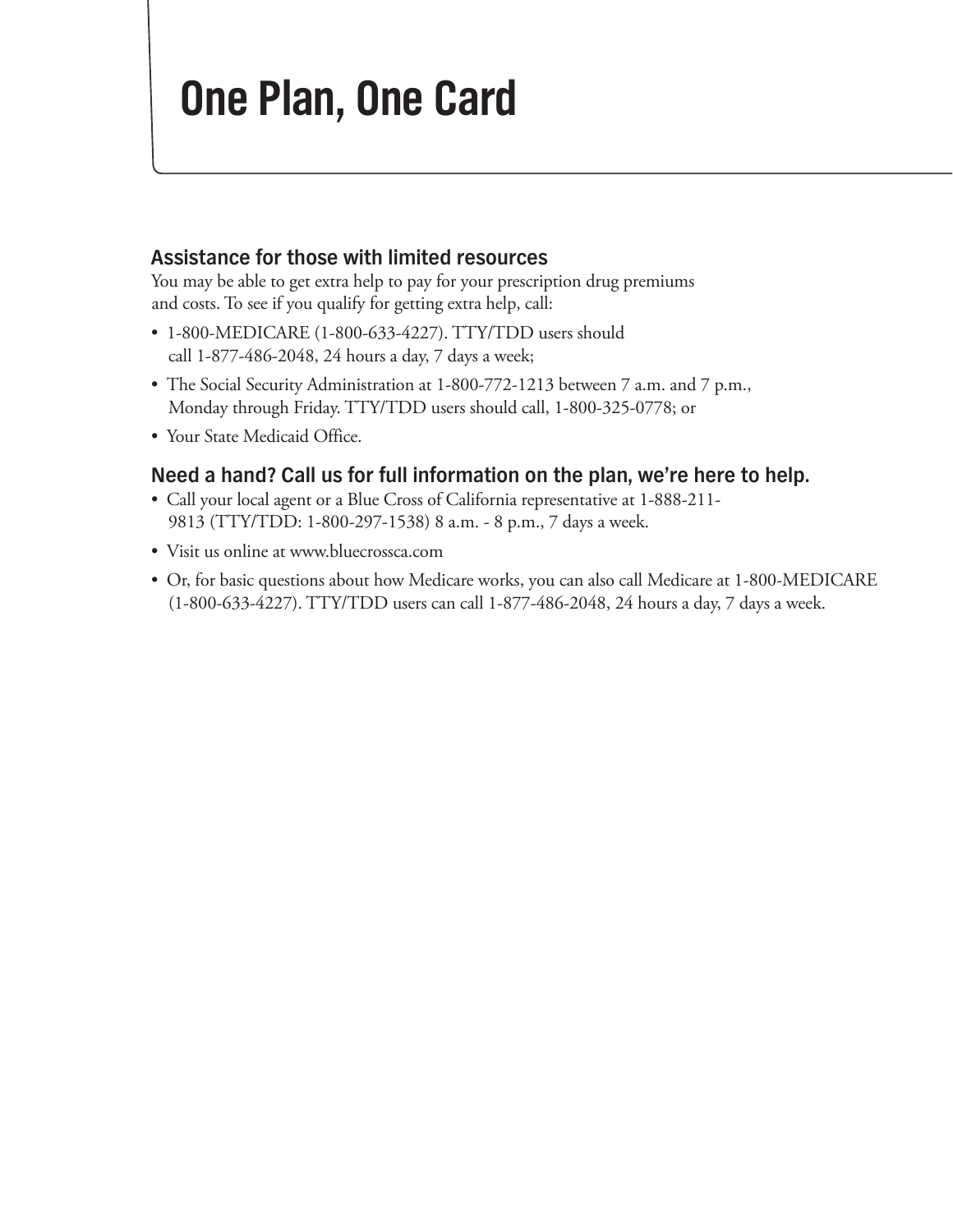# One Plan, One Card

### Assistance for those with limited resources

You may be able to get extra help to pay for your prescription drug premiums and costs. To see if you qualify for getting extra help, call:

- 1-800-MEDICARE (1-800-633-4227). TTY/TDD users should call 1-877-486-2048, 24 hours a day, 7 days a week;
- The Social Security Administration at 1-800-772-1213 between 7 a.m. and 7 p.m., Monday through Friday. TTY/TDD users should call, 1-800-325-0778; or
- Your State Medicaid Office.

### Need a hand? Call us for full information on the plan, we're here to help.

- Call your local agent or a Blue Cross of California representative at 1-888-211-9813 (TTY/TDD: 1-800-297-1538) 8 a.m. - 8 p.m., 7 days a week.
- Visit us online at www.bluecrossca.com
- Or, for basic questions about how Medicare works, you can also call Medicare at 1-800-MEDICARE (1-800-633-4227). TTY/TDD users can call 1-877-486-2048, 24 hours a day, 7 days a week.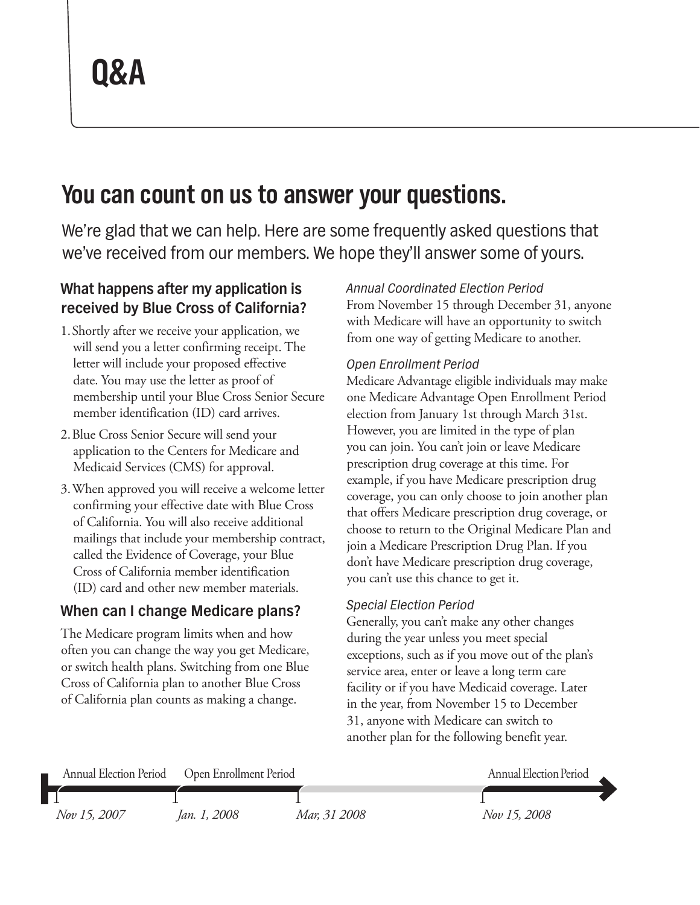# Q&A

## You can count on us to answer your questions.

We're glad that we can help. Here are some frequently asked questions that we've received from our members. We hope they'll answer some of yours.

### What happens after my application is received by Blue Cross of California?

1. Shortly after we receive your application, we will send you a letter confirming receipt. The letter will include your proposed effective date. You may use the letter as proof of membership until your Blue Cross Senior Secure member identification (ID) card arrives.
2. Blue Cross Senior Secure will send your application to the Centers for Medicare and Medicaid Services (CMS) for approval.
3. When approved you will receive a welcome letter confirming your effective date with Blue Cross of California. You will also receive additional mailings that include your membership contract, called the Evidence of Coverage, your Blue Cross of California member identification (ID) card and other new member materials.

### When can I change Medicare plans?

The Medicare program limits when and how often you can change the way you get Medicare, or switch health plans. Switching from one Blue Cross of California plan to another Blue Cross of California plan counts as making a change.

*Annual Coordinated Election Period*
From November 15 through December 31, anyone with Medicare will have an opportunity to switch from one way of getting Medicare to another.

*Open Enrollment Period*
Medicare Advantage eligible individuals may make one Medicare Advantage Open Enrollment Period election from January 1st through March 31st. However, you are limited in the type of plan you can join. You can't join or leave Medicare prescription drug coverage at this time. For example, if you have Medicare prescription drug coverage, you can only choose to join another plan that offers Medicare prescription drug coverage, or choose to return to the Original Medicare Plan and join a Medicare Prescription Drug Plan. If you don't have Medicare prescription drug coverage, you can't use this chance to get it.

*Special Election Period*
Generally, you can't make any other changes during the year unless you meet special exceptions, such as if you move out of the plan's service area, enter or leave a long term care facility or if you have Medicaid coverage. Later in the year, from November 15 to December 31, anyone with Medicare can switch to another plan for the following benefit year.

Annual Election Period | Open Enrollment Period | Annual Election Period

*Nov 15, 2007* | *Jan. 1, 2008* | *Mar, 31 2008* | *Nov 15, 2008*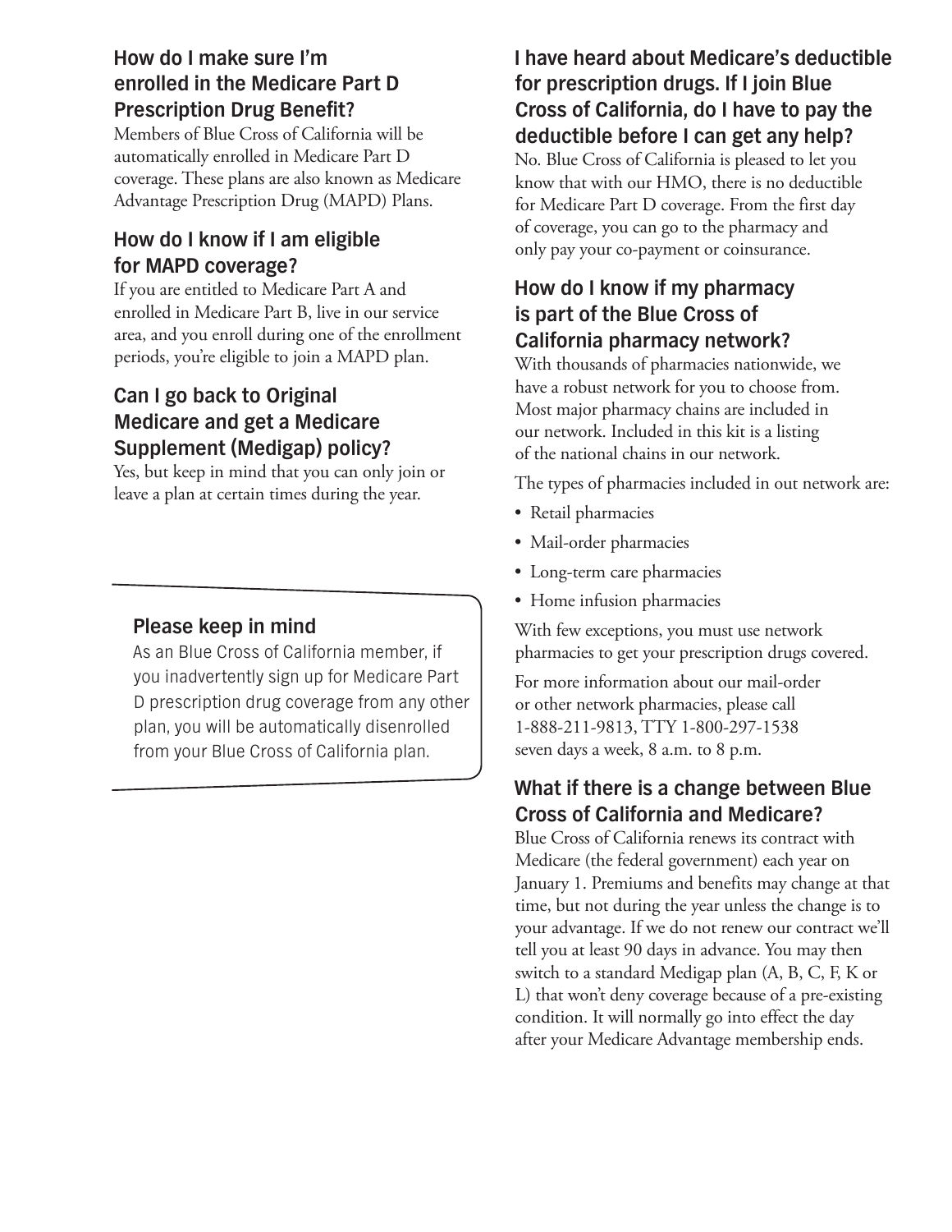### How do I make sure I'm enrolled in the Medicare Part D Prescription Drug Benefit?

Members of Blue Cross of California will be automatically enrolled in Medicare Part D coverage. These plans are also known as Medicare Advantage Prescription Drug (MAPD) Plans.

### How do I know if I am eligible for MAPD coverage?

If you are entitled to Medicare Part A and enrolled in Medicare Part B, live in our service area, and you enroll during one of the enrollment periods, you're eligible to join a MAPD plan.

### Can I go back to Original Medicare and get a Medicare Supplement (Medigap) policy?

Yes, but keep in mind that you can only join or leave a plan at certain times during the year.

> **Please keep in mind**
>
> As an Blue Cross of California member, if you inadvertently sign up for Medicare Part D prescription drug coverage from any other plan, you will be automatically disenrolled from your Blue Cross of California plan.

### I have heard about Medicare's deductible for prescription drugs. If I join Blue Cross of California, do I have to pay the deductible before I can get any help?

No. Blue Cross of California is pleased to let you know that with our HMO, there is no deductible for Medicare Part D coverage. From the first day of coverage, you can go to the pharmacy and only pay your co-payment or coinsurance.

### How do I know if my pharmacy is part of the Blue Cross of California pharmacy network?

With thousands of pharmacies nationwide, we have a robust network for you to choose from. Most major pharmacy chains are included in our network. Included in this kit is a listing of the national chains in our network.

The types of pharmacies included in out network are:

- Retail pharmacies
- Mail-order pharmacies
- Long-term care pharmacies
- Home infusion pharmacies

With few exceptions, you must use network pharmacies to get your prescription drugs covered.

For more information about our mail-order or other network pharmacies, please call 1-888-211-9813, TTY 1-800-297-1538 seven days a week, 8 a.m. to 8 p.m.

### What if there is a change between Blue Cross of California and Medicare?

Blue Cross of California renews its contract with Medicare (the federal government) each year on January 1. Premiums and benefits may change at that time, but not during the year unless the change is to your advantage. If we do not renew our contract we'll tell you at least 90 days in advance. You may then switch to a standard Medigap plan (A, B, C, F, K or L) that won't deny coverage because of a pre-existing condition. It will normally go into effect the day after your Medicare Advantage membership ends.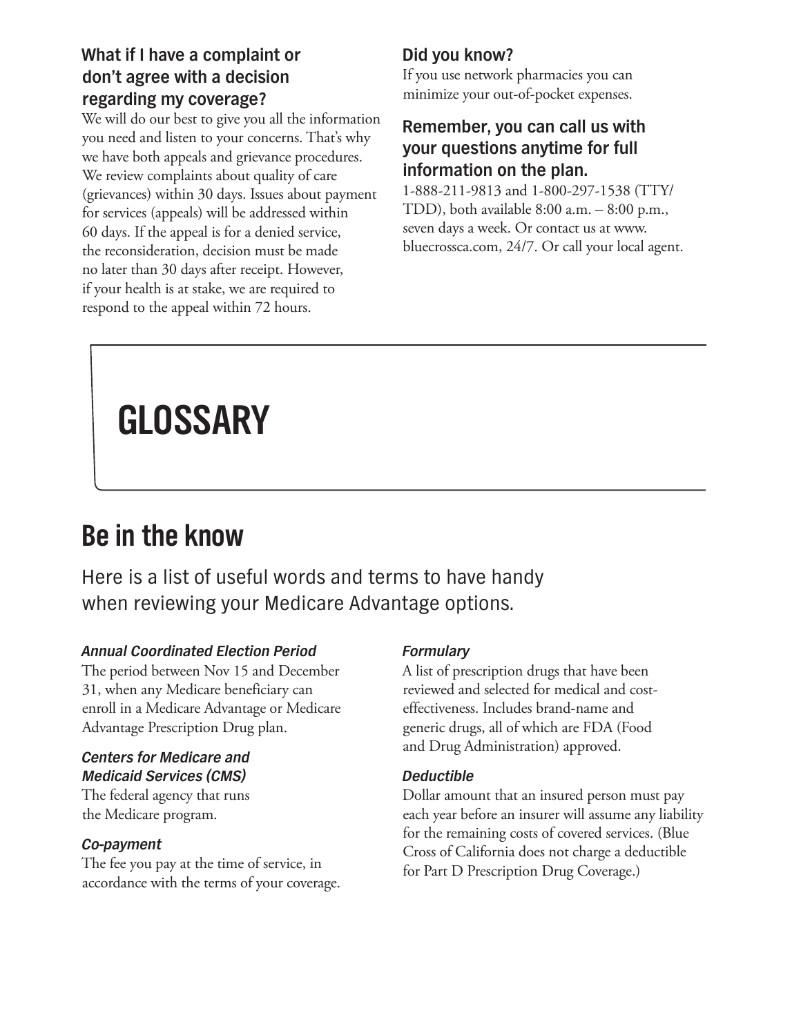### What if I have a complaint or don't agree with a decision regarding my coverage?

We will do our best to give you all the information you need and listen to your concerns. That's why we have both appeals and grievance procedures. We review complaints about quality of care (grievances) within 30 days. Issues about payment for services (appeals) will be addressed within 60 days. If the appeal is for a denied service, the reconsideration, decision must be made no later than 30 days after receipt. However, if your health is at stake, we are required to respond to the appeal within 72 hours.

### Did you know?

If you use network pharmacies you can minimize your out-of-pocket expenses.

### Remember, you can call us with your questions anytime for full information on the plan.

1-888-211-9813 and 1-800-297-1538 (TTY/TDD), both available 8:00 a.m. – 8:00 p.m., seven days a week. Or contact us at www.bluecrossca.com, 24/7. Or call your local agent.

# GLOSSARY

## Be in the know

Here is a list of useful words and terms to have handy when reviewing your Medicare Advantage options.

***Annual Coordinated Election Period***
The period between Nov 15 and December 31, when any Medicare beneficiary can enroll in a Medicare Advantage or Medicare Advantage Prescription Drug plan.

***Centers for Medicare and Medicaid Services (CMS)***
The federal agency that runs the Medicare program.

***Co-payment***
The fee you pay at the time of service, in accordance with the terms of your coverage.

***Formulary***
A list of prescription drugs that have been reviewed and selected for medical and cost-effectiveness. Includes brand-name and generic drugs, all of which are FDA (Food and Drug Administration) approved.

***Deductible***
Dollar amount that an insured person must pay each year before an insurer will assume any liability for the remaining costs of covered services. (Blue Cross of California does not charge a deductible for Part D Prescription Drug Coverage.)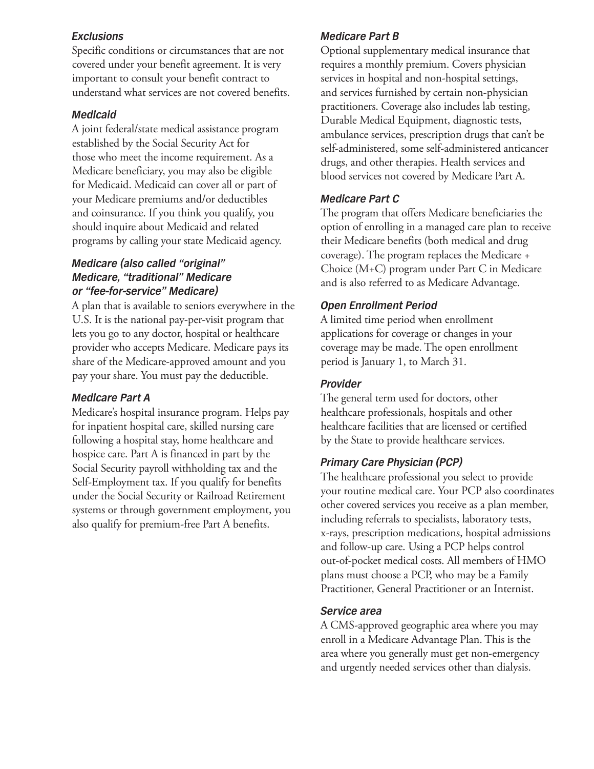### *Exclusions*

Specific conditions or circumstances that are not covered under your benefit agreement. It is very important to consult your benefit contract to understand what services are not covered benefits.

### *Medicaid*

A joint federal/state medical assistance program established by the Social Security Act for those who meet the income requirement. As a Medicare beneficiary, you may also be eligible for Medicaid. Medicaid can cover all or part of your Medicare premiums and/or deductibles and coinsurance. If you think you qualify, you should inquire about Medicaid and related programs by calling your state Medicaid agency.

### *Medicare (also called "original" Medicare, "traditional" Medicare or "fee-for-service" Medicare)*

A plan that is available to seniors everywhere in the U.S. It is the national pay-per-visit program that lets you go to any doctor, hospital or healthcare provider who accepts Medicare. Medicare pays its share of the Medicare-approved amount and you pay your share. You must pay the deductible.

### *Medicare Part A*

Medicare's hospital insurance program. Helps pay for inpatient hospital care, skilled nursing care following a hospital stay, home healthcare and hospice care. Part A is financed in part by the Social Security payroll withholding tax and the Self-Employment tax. If you qualify for benefits under the Social Security or Railroad Retirement systems or through government employment, you also qualify for premium-free Part A benefits.

### *Medicare Part B*

Optional supplementary medical insurance that requires a monthly premium. Covers physician services in hospital and non-hospital settings, and services furnished by certain non-physician practitioners. Coverage also includes lab testing, Durable Medical Equipment, diagnostic tests, ambulance services, prescription drugs that can't be self-administered, some self-administered anticancer drugs, and other therapies. Health services and blood services not covered by Medicare Part A.

### *Medicare Part C*

The program that offers Medicare beneficiaries the option of enrolling in a managed care plan to receive their Medicare benefits (both medical and drug coverage). The program replaces the Medicare + Choice (M+C) program under Part C in Medicare and is also referred to as Medicare Advantage.

### *Open Enrollment Period*

A limited time period when enrollment applications for coverage or changes in your coverage may be made. The open enrollment period is January 1, to March 31.

### *Provider*

The general term used for doctors, other healthcare professionals, hospitals and other healthcare facilities that are licensed or certified by the State to provide healthcare services.

### *Primary Care Physician (PCP)*

The healthcare professional you select to provide your routine medical care. Your PCP also coordinates other covered services you receive as a plan member, including referrals to specialists, laboratory tests, x-rays, prescription medications, hospital admissions and follow-up care. Using a PCP helps control out-of-pocket medical costs. All members of HMO plans must choose a PCP, who may be a Family Practitioner, General Practitioner or an Internist.

### *Service area*

A CMS-approved geographic area where you may enroll in a Medicare Advantage Plan. This is the area where you generally must get non-emergency and urgently needed services other than dialysis.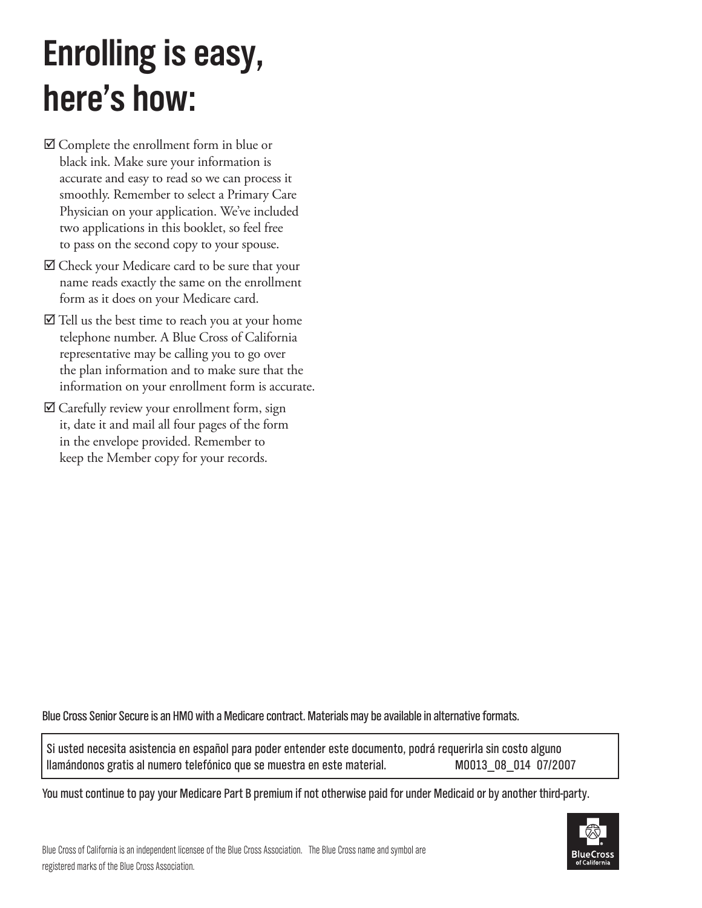# Enrolling is easy, here's how:

- ☑ Complete the enrollment form in blue or black ink. Make sure your information is accurate and easy to read so we can process it smoothly. Remember to select a Primary Care Physician on your application. We've included two applications in this booklet, so feel free to pass on the second copy to your spouse.
- ☑ Check your Medicare card to be sure that your name reads exactly the same on the enrollment form as it does on your Medicare card.
- ☑ Tell us the best time to reach you at your home telephone number. A Blue Cross of California representative may be calling you to go over the plan information and to make sure that the information on your enrollment form is accurate.
- ☑ Carefully review your enrollment form, sign it, date it and mail all four pages of the form in the envelope provided. Remember to keep the Member copy for your records.

**Blue Cross Senior Secure is an HMO with a Medicare contract. Materials may be available in alternative formats.**

Si usted necesita asistencia en español para poder entender este documento, podrá requerirla sin costo alguno llamándonos gratis al numero telefónico que se muestra en este material. M0013_08_014 07/2007

**You must continue to pay your Medicare Part B premium if not otherwise paid for under Medicaid or by another third-party.**

Blue Cross of California is an independent licensee of the Blue Cross Association. The Blue Cross name and symbol are registered marks of the Blue Cross Association.

BlueCross of California